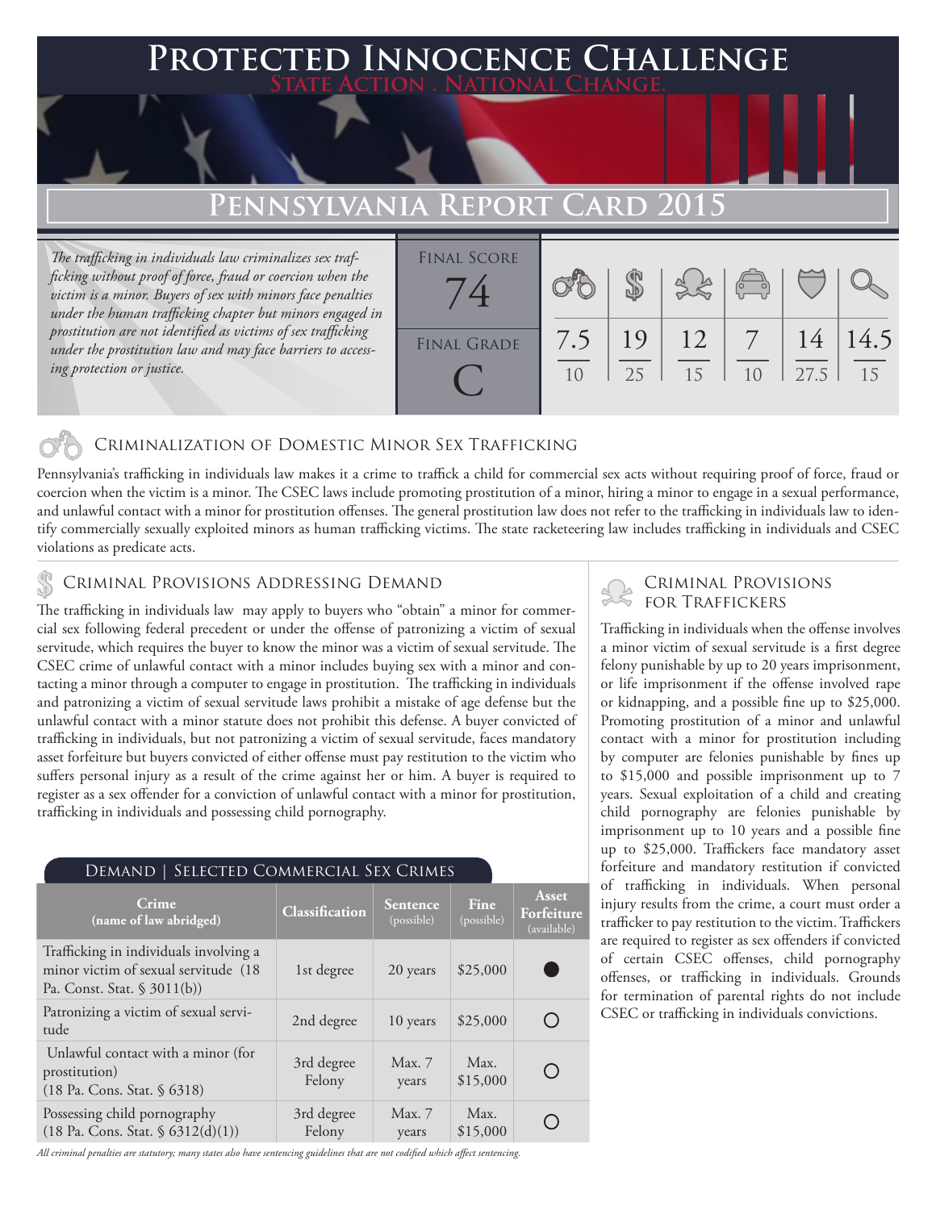# Protected Innocence Challenge

State Action . National Change.

## Pennsylvania Report Card 2015

*The trafficking in individuals law criminalizes sex trafficking without proof of force, fraud or coercion when the victim is a minor. Buyers of sex with minors face penalties under the human trafficking chapter but minors engaged in prostitution are not identified as victims of sex trafficking under the prostitution law and may face barriers to accessing protection or justice.*

| Final Score | Final Grade |
|---|---|
| 74 | C |

| Criminalization | Demand | Traffickers | Facilitators | Protective Provisions | Criminal Justice Tools |
|---|---|---|---|---|---|
| 7.5/10 | 19/25 | 12/15 | 7/10 | 14/27.5 | 14.5/15 |

### Criminalization of Domestic Minor Sex Trafficking

Pennsylvania's trafficking in individuals law makes it a crime to traffick a child for commercial sex acts without requiring proof of force, fraud or coercion when the victim is a minor. The CSEC laws include promoting prostitution of a minor, hiring a minor to engage in a sexual performance, and unlawful contact with a minor for prostitution offenses. The general prostitution law does not refer to the trafficking in individuals law to identify commercially sexually exploited minors as human trafficking victims. The state racketeering law includes trafficking in individuals and CSEC violations as predicate acts.

### Criminal Provisions Addressing Demand

The trafficking in individuals law may apply to buyers who "obtain" a minor for commercial sex following federal precedent or under the offense of patronizing a victim of sexual servitude, which requires the buyer to know the minor was a victim of sexual servitude. The CSEC crime of unlawful contact with a minor includes buying sex with a minor and contacting a minor through a computer to engage in prostitution. The trafficking in individuals and patronizing a victim of sexual servitude laws prohibit a mistake of age defense but the unlawful contact with a minor statute does not prohibit this defense. A buyer convicted of trafficking in individuals, but not patronizing a victim of sexual servitude, faces mandatory asset forfeiture but buyers convicted of either offense must pay restitution to the victim who suffers personal injury as a result of the crime against her or him. A buyer is required to register as a sex offender for a conviction of unlawful contact with a minor for prostitution, trafficking in individuals and possessing child pornography.

#### Demand | Selected Commercial Sex Crimes

| Crime (name of law abridged) | Classification | Sentence (possible) | Fine (possible) | Asset Forfeiture (available) |
|---|---|---|---|---|
| Trafficking in individuals involving a minor victim of sexual servitude (18 Pa. Const. Stat. § 3011(b)) | 1st degree | 20 years | $25,000 | ● |
| Patronizing a victim of sexual servitude | 2nd degree | 10 years | $25,000 | ○ |
| Unlawful contact with a minor (for prostitution) (18 Pa. Cons. Stat. § 6318) | 3rd degree Felony | Max. 7 years | Max. $15,000 | ○ |
| Possessing child pornography (18 Pa. Cons. Stat. § 6312(d)(1)) | 3rd degree Felony | Max. 7 years | Max. $15,000 | ○ |

*All criminal penalties are statutory; many states also have sentencing guidelines that are not codified which affect sentencing.*

### Criminal Provisions for Traffickers

Trafficking in individuals when the offense involves a minor victim of sexual servitude is a first degree felony punishable by up to 20 years imprisonment, or life imprisonment if the offense involved rape or kidnapping, and a possible fine up to $25,000. Promoting prostitution of a minor and unlawful contact with a minor for prostitution including by computer are felonies punishable by fines up to $15,000 and possible imprisonment up to 7 years. Sexual exploitation of a child and creating child pornography are felonies punishable by imprisonment up to 10 years and a possible fine up to $25,000. Traffickers face mandatory asset forfeiture and mandatory restitution if convicted of trafficking in individuals. When personal injury results from the crime, a court must order a trafficker to pay restitution to the victim. Traffickers are required to register as sex offenders if convicted of certain CSEC offenses, child pornography offenses, or trafficking in individuals. Grounds for termination of parental rights do not include CSEC or trafficking in individuals convictions.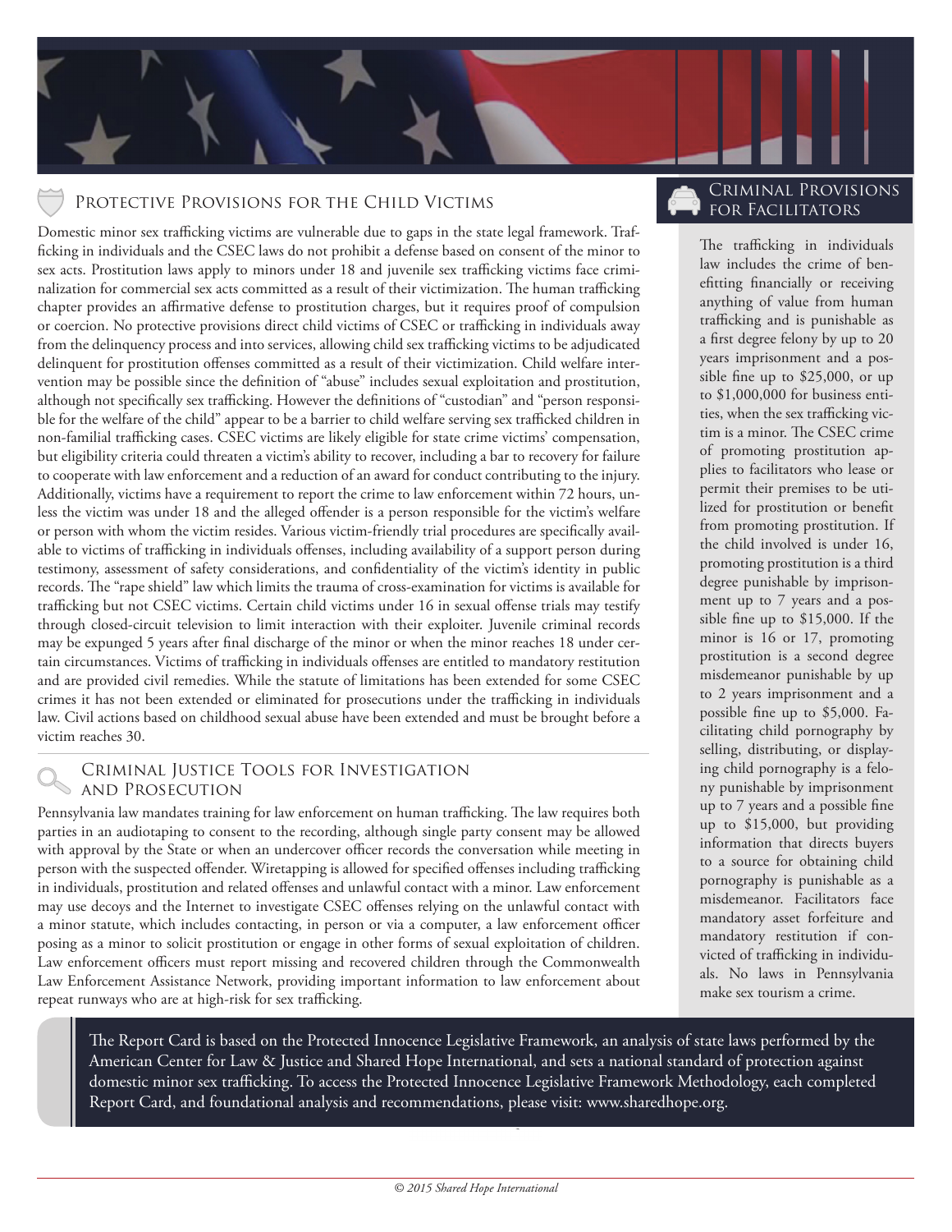## Protective Provisions for the Child Victims

Domestic minor sex trafficking victims are vulnerable due to gaps in the state legal framework. Trafficking in individuals and the CSEC laws do not prohibit a defense based on consent of the minor to sex acts. Prostitution laws apply to minors under 18 and juvenile sex trafficking victims face criminalization for commercial sex acts committed as a result of their victimization. The human trafficking chapter provides an affirmative defense to prostitution charges, but it requires proof of compulsion or coercion. No protective provisions direct child victims of CSEC or trafficking in individuals away from the delinquency process and into services, allowing child sex trafficking victims to be adjudicated delinquent for prostitution offenses committed as a result of their victimization. Child welfare intervention may be possible since the definition of "abuse" includes sexual exploitation and prostitution, although not specifically sex trafficking. However the definitions of "custodian" and "person responsible for the welfare of the child" appear to be a barrier to child welfare serving sex trafficked children in non-familial trafficking cases. CSEC victims are likely eligible for state crime victims' compensation, but eligibility criteria could threaten a victim's ability to recover, including a bar to recovery for failure to cooperate with law enforcement and a reduction of an award for conduct contributing to the injury. Additionally, victims have a requirement to report the crime to law enforcement within 72 hours, unless the victim was under 18 and the alleged offender is a person responsible for the victim's welfare or person with whom the victim resides. Various victim-friendly trial procedures are specifically available to victims of trafficking in individuals offenses, including availability of a support person during testimony, assessment of safety considerations, and confidentiality of the victim's identity in public records. The "rape shield" law which limits the trauma of cross-examination for victims is available for trafficking but not CSEC victims. Certain child victims under 16 in sexual offense trials may testify through closed-circuit television to limit interaction with their exploiter. Juvenile criminal records may be expunged 5 years after final discharge of the minor or when the minor reaches 18 under certain circumstances. Victims of trafficking in individuals offenses are entitled to mandatory restitution and are provided civil remedies. While the statute of limitations has been extended for some CSEC crimes it has not been extended or eliminated for prosecutions under the trafficking in individuals law. Civil actions based on childhood sexual abuse have been extended and must be brought before a victim reaches 30.

## Criminal Justice Tools for Investigation and Prosecution

Pennsylvania law mandates training for law enforcement on human trafficking. The law requires both parties in an audiotaping to consent to the recording, although single party consent may be allowed with approval by the State or when an undercover officer records the conversation while meeting in person with the suspected offender. Wiretapping is allowed for specified offenses including trafficking in individuals, prostitution and related offenses and unlawful contact with a minor. Law enforcement may use decoys and the Internet to investigate CSEC offenses relying on the unlawful contact with a minor statute, which includes contacting, in person or via a computer, a law enforcement officer posing as a minor to solicit prostitution or engage in other forms of sexual exploitation of children. Law enforcement officers must report missing and recovered children through the Commonwealth Law Enforcement Assistance Network, providing important information to law enforcement about repeat runways who are at high-risk for sex trafficking.

## Criminal Provisions for Facilitators

The trafficking in individuals law includes the crime of benefitting financially or receiving anything of value from human trafficking and is punishable as a first degree felony by up to 20 years imprisonment and a possible fine up to $25,000, or up to $1,000,000 for business entities, when the sex trafficking victim is a minor. The CSEC crime of promoting prostitution applies to facilitators who lease or permit their premises to be utilized for prostitution or benefit from promoting prostitution. If the child involved is under 16, promoting prostitution is a third degree punishable by imprisonment up to 7 years and a possible fine up to $15,000. If the minor is 16 or 17, promoting prostitution is a second degree misdemeanor punishable by up to 2 years imprisonment and a possible fine up to $5,000. Facilitating child pornography by selling, distributing, or displaying child pornography is a felony punishable by imprisonment up to 7 years and a possible fine up to $15,000, but providing information that directs buyers to a source for obtaining child pornography is punishable as a misdemeanor. Facilitators face mandatory asset forfeiture and mandatory restitution if convicted of trafficking in individuals. No laws in Pennsylvania make sex tourism a crime.

The Report Card is based on the Protected Innocence Legislative Framework, an analysis of state laws performed by the American Center for Law & Justice and Shared Hope International, and sets a national standard of protection against domestic minor sex trafficking. To access the Protected Innocence Legislative Framework Methodology, each completed Report Card, and foundational analysis and recommendations, please visit: www.sharedhope.org.

*© 2015 Shared Hope International*